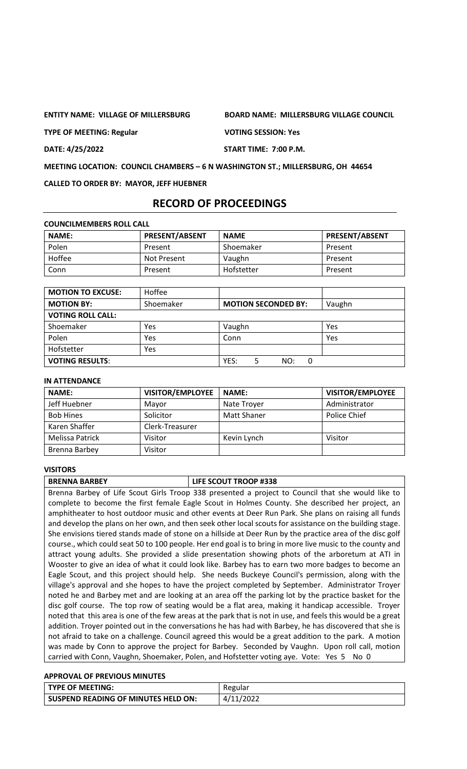**ENTITY NAME: VILLAGE OF MILLERSBURG** **BOARD NAME: MILLERSBURG VILLAGE COUNCIL**

**TYPE OF MEETING: Regular** **VOTING SESSION: Yes**

**DATE: 4/25/2022** **START TIME: 7:00 P.M.**

**MEETING LOCATION: COUNCIL CHAMBERS – 6 N WASHINGTON ST.; MILLERSBURG, OH 44654**

**CALLED TO ORDER BY: MAYOR, JEFF HUEBNER**

# RECORD OF PROCEEDINGS

**COUNCILMEMBERS ROLL CALL**

| NAME: | PRESENT/ABSENT | NAME | PRESENT/ABSENT |
|---|---|---|---|
| Polen | Present | Shoemaker | Present |
| Hoffee | Not Present | Vaughn | Present |
| Conn | Present | Hofstetter | Present |

| MOTION TO EXCUSE: | Hoffee | | |
|---|---|---|---|
| MOTION BY: | Shoemaker | MOTION SECONDED BY: | Vaughn |
| VOTING ROLL CALL: | | | |
| Shoemaker | Yes | Vaughn | Yes |
| Polen | Yes | Conn | Yes |
| Hofstetter | Yes | | |
| VOTING RESULTS: | | YES: 5 NO: 0 | |

**IN ATTENDANCE**

| NAME: | VISITOR/EMPLOYEE | NAME: | VISITOR/EMPLOYEE |
|---|---|---|---|
| Jeff Huebner | Mayor | Nate Troyer | Administrator |
| Bob Hines | Solicitor | Matt Shaner | Police Chief |
| Karen Shaffer | Clerk-Treasurer | | |
| Melissa Patrick | Visitor | Kevin Lynch | Visitor |
| Brenna Barbey | Visitor | | |

**VISITORS**

| BRENNA BARBEY | LIFE SCOUT TROOP #338 |
|---|---|

Brenna Barbey of Life Scout Girls Troop 338 presented a project to Council that she would like to complete to become the first female Eagle Scout in Holmes County. She described her project, an amphitheater to host outdoor music and other events at Deer Run Park. She plans on raising all funds and develop the plans on her own, and then seek other local scouts for assistance on the building stage. She envisions tiered stands made of stone on a hillside at Deer Run by the practice area of the disc golf course., which could seat 50 to 100 people. Her end goal is to bring in more live music to the county and attract young adults. She provided a slide presentation showing phots of the arboretum at ATI in Wooster to give an idea of what it could look like. Barbey has to earn two more badges to become an Eagle Scout, and this project should help. She needs Buckeye Council's permission, along with the village's approval and she hopes to have the project completed by September. Administrator Troyer noted he and Barbey met and are looking at an area off the parking lot by the practice basket for the disc golf course. The top row of seating would be a flat area, making it handicap accessible. Troyer noted that this area is one of the few areas at the park that is not in use, and feels this would be a great addition. Troyer pointed out in the conversations he has had with Barbey, he has discovered that she is not afraid to take on a challenge. Council agreed this would be a great addition to the park. A motion was made by Conn to approve the project for Barbey. Seconded by Vaughn. Upon roll call, motion carried with Conn, Vaughn, Shoemaker, Polen, and Hofstetter voting aye. Vote: Yes 5 No 0

**APPROVAL OF PREVIOUS MINUTES**

| TYPE OF MEETING: | Regular |
|---|---|
| SUSPEND READING OF MINUTES HELD ON: | 4/11/2022 |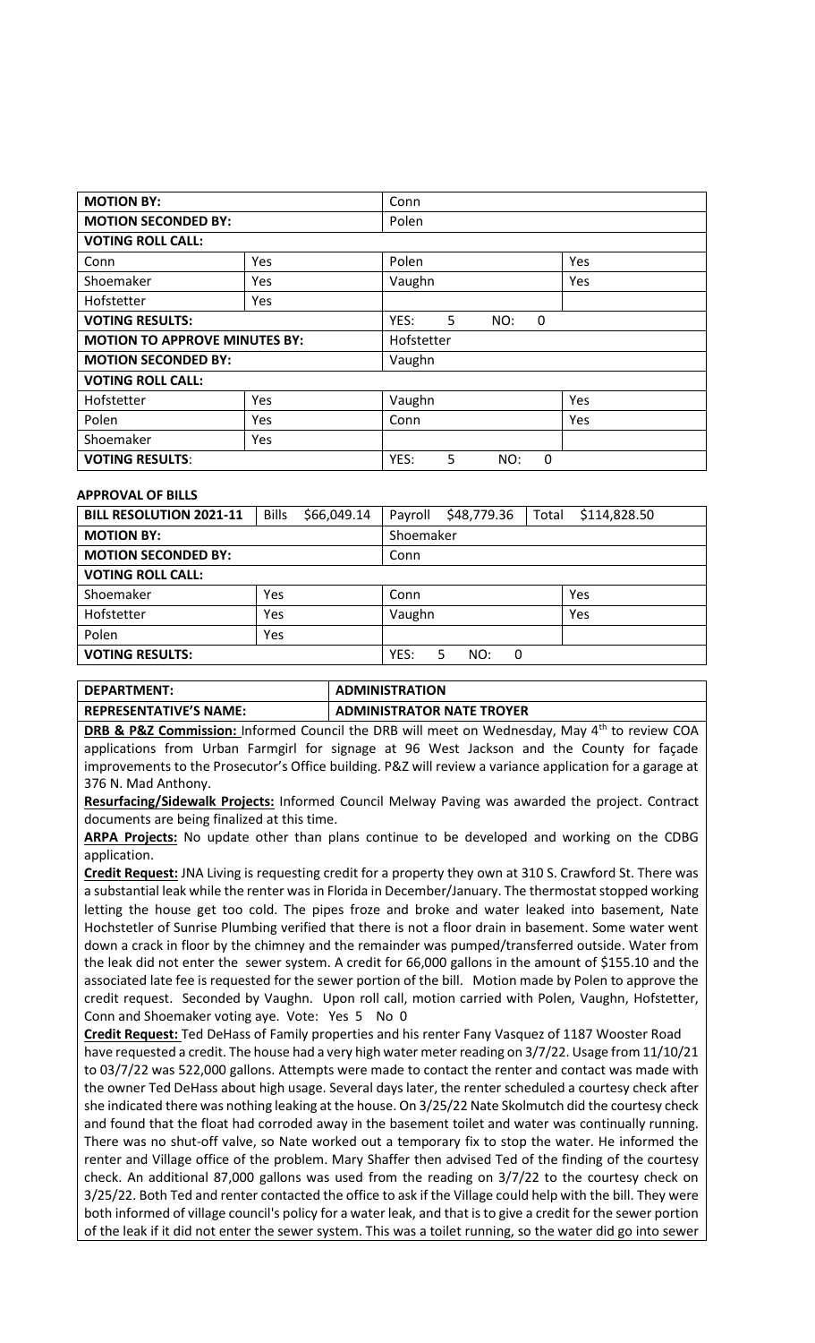| **MOTION BY:** | | Conn | |
|---|---|---|---|
| **MOTION SECONDED BY:** | | Polen | |
| **VOTING ROLL CALL:** | | | |
| Conn | Yes | Polen | Yes |
| Shoemaker | Yes | Vaughn | Yes |
| Hofstetter | Yes | | |
| **VOTING RESULTS:** | | YES: 5 NO: 0 | |
| **MOTION TO APPROVE MINUTES BY:** | | Hofstetter | |
| **MOTION SECONDED BY:** | | Vaughn | |
| **VOTING ROLL CALL:** | | | |
| Hofstetter | Yes | Vaughn | Yes |
| Polen | Yes | Conn | Yes |
| Shoemaker | Yes | | |
| **VOTING RESULTS**: | | YES: 5 NO: 0 | |

**APPROVAL OF BILLS**

| **BILL RESOLUTION 2021-11** | Bills $66,049.14 | Payroll $48,779.36 Total $114,828.50 | |
|---|---|---|---|
| **MOTION BY:** | | Shoemaker | |
| **MOTION SECONDED BY:** | | Conn | |
| **VOTING ROLL CALL:** | | | |
| Shoemaker | Yes | Conn | Yes |
| Hofstetter | Yes | Vaughn | Yes |
| Polen | Yes | | |
| **VOTING RESULTS:** | | YES: 5 NO: 0 | |

| **DEPARTMENT:** | **ADMINISTRATION** |
|---|---|
| **REPRESENTATIVE'S NAME:** | **ADMINISTRATOR NATE TROYER** |

**DRB & P&Z Commission:** Informed Council the DRB will meet on Wednesday, May 4th to review COA applications from Urban Farmgirl for signage at 96 West Jackson and the County for façade improvements to the Prosecutor's Office building. P&Z will review a variance application for a garage at 376 N. Mad Anthony.

**Resurfacing/Sidewalk Projects:** Informed Council Melway Paving was awarded the project. Contract documents are being finalized at this time.

**ARPA Projects:** No update other than plans continue to be developed and working on the CDBG application.

**Credit Request:** JNA Living is requesting credit for a property they own at 310 S. Crawford St. There was a substantial leak while the renter was in Florida in December/January. The thermostat stopped working letting the house get too cold. The pipes froze and broke and water leaked into basement, Nate Hochstetler of Sunrise Plumbing verified that there is not a floor drain in basement. Some water went down a crack in floor by the chimney and the remainder was pumped/transferred outside. Water from the leak did not enter the sewer system. A credit for 66,000 gallons in the amount of $155.10 and the associated late fee is requested for the sewer portion of the bill. Motion made by Polen to approve the credit request. Seconded by Vaughn. Upon roll call, motion carried with Polen, Vaughn, Hofstetter, Conn and Shoemaker voting aye. Vote: Yes 5 No 0

**Credit Request:** Ted DeHass of Family properties and his renter Fany Vasquez of 1187 Wooster Road have requested a credit. The house had a very high water meter reading on 3/7/22. Usage from 11/10/21 to 03/7/22 was 522,000 gallons. Attempts were made to contact the renter and contact was made with the owner Ted DeHass about high usage. Several days later, the renter scheduled a courtesy check after she indicated there was nothing leaking at the house. On 3/25/22 Nate Skolmutch did the courtesy check and found that the float had corroded away in the basement toilet and water was continually running. There was no shut-off valve, so Nate worked out a temporary fix to stop the water. He informed the renter and Village office of the problem. Mary Shaffer then advised Ted of the finding of the courtesy check. An additional 87,000 gallons was used from the reading on 3/7/22 to the courtesy check on 3/25/22. Both Ted and renter contacted the office to ask if the Village could help with the bill. They were both informed of village council's policy for a water leak, and that is to give a credit for the sewer portion of the leak if it did not enter the sewer system. This was a toilet running, so the water did go into sewer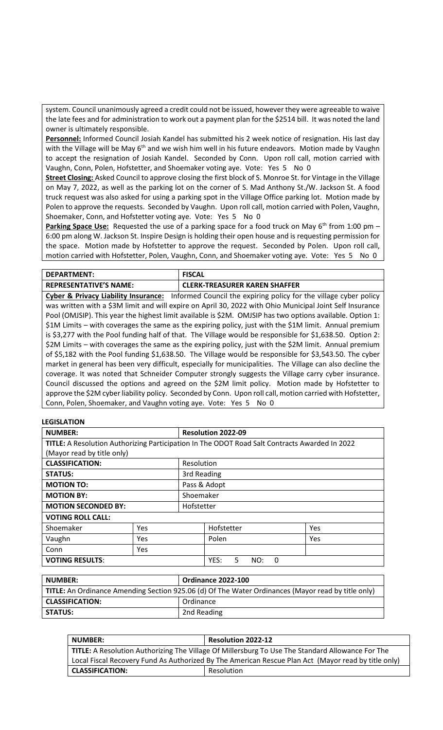system. Council unanimously agreed a credit could not be issued, however they were agreeable to waive the late fees and for administration to work out a payment plan for the $2514 bill. It was noted the land owner is ultimately responsible.

**Personnel:** Informed Council Josiah Kandel has submitted his 2 week notice of resignation. His last day with the Village will be May 6th and we wish him well in his future endeavors. Motion made by Vaughn to accept the resignation of Josiah Kandel. Seconded by Conn. Upon roll call, motion carried with Vaughn, Conn, Polen, Hofstetter, and Shoemaker voting aye. Vote: Yes 5 No 0

**Street Closing:** Asked Council to approve closing the first block of S. Monroe St. for Vintage in the Village on May 7, 2022, as well as the parking lot on the corner of S. Mad Anthony St./W. Jackson St. A food truck request was also asked for using a parking spot in the Village Office parking lot. Motion made by Polen to approve the requests. Seconded by Vaughn. Upon roll call, motion carried with Polen, Vaughn, Shoemaker, Conn, and Hofstetter voting aye. Vote: Yes 5 No 0

**Parking Space Use:** Requested the use of a parking space for a food truck on May 6th from 1:00 pm – 6:00 pm along W. Jackson St. Inspire Design is holding their open house and is requesting permission for the space. Motion made by Hofstetter to approve the request. Seconded by Polen. Upon roll call, motion carried with Hofstetter, Polen, Vaughn, Conn, and Shoemaker voting aye. Vote: Yes 5 No 0

| **DEPARTMENT:** | **FISCAL** |
|---|---|
| **REPRESENTATIVE'S NAME:** | **CLERK-TREASURER KAREN SHAFFER** |

**Cyber & Privacy Liability Insurance:** Informed Council the expiring policy for the village cyber policy was written with a $3M limit and will expire on April 30, 2022 with Ohio Municipal Joint Self Insurance Pool (OMJSIP). This year the highest limit available is $2M. OMJSIP has two options available. Option 1: $1M Limits – with coverages the same as the expiring policy, just with the $1M limit. Annual premium is $3,277 with the Pool funding half of that. The Village would be responsible for $1,638.50. Option 2: $2M Limits – with coverages the same as the expiring policy, just with the $2M limit. Annual premium of $5,182 with the Pool funding $1,638.50. The Village would be responsible for $3,543.50. The cyber market in general has been very difficult, especially for municipalities. The Village can also decline the coverage. It was noted that Schneider Computer strongly suggests the Village carry cyber insurance. Council discussed the options and agreed on the $2M limit policy. Motion made by Hofstetter to approve the $2M cyber liability policy. Seconded by Conn. Upon roll call, motion carried with Hofstetter, Conn, Polen, Shoemaker, and Vaughn voting aye. Vote: Yes 5 No 0

**LEGISLATION**

| **NUMBER:** | | **Resolution 2022-09** | |
|---|---|---|---|
| **TITLE:** A Resolution Authorizing Participation In The ODOT Road Salt Contracts Awarded In 2022 (Mayor read by title only) | | | |
| **CLASSIFICATION:** | | Resolution | |
| **STATUS:** | | 3rd Reading | |
| **MOTION TO:** | | Pass & Adopt | |
| **MOTION BY:** | | Shoemaker | |
| **MOTION SECONDED BY:** | | Hofstetter | |
| **VOTING ROLL CALL:** | | | |
| Shoemaker | Yes | Hofstetter | Yes |
| Vaughn | Yes | Polen | Yes |
| Conn | Yes | | |
| **VOTING RESULTS**: | | YES: 5 NO: 0 | |

| **NUMBER:** | **Ordinance 2022-100** |
|---|---|
| **TITLE:** An Ordinance Amending Section 925.06 (d) Of The Water Ordinances (Mayor read by title only) | |
| **CLASSIFICATION:** | Ordinance |
| **STATUS:** | 2nd Reading |

| **NUMBER:** | **Resolution 2022-12** |
|---|---|
| **TITLE:** A Resolution Authorizing The Village Of Millersburg To Use The Standard Allowance For The Local Fiscal Recovery Fund As Authorized By The American Rescue Plan Act (Mayor read by title only) | |
| **CLASSIFICATION:** | Resolution |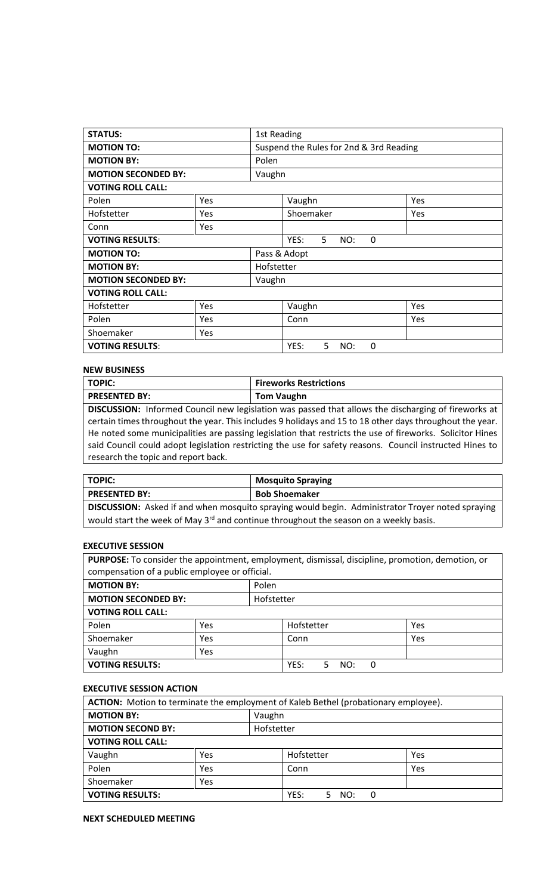| **STATUS:** | | 1st Reading | |
|---|---|---|---|
| **MOTION TO:** | | Suspend the Rules for 2nd & 3rd Reading | |
| **MOTION BY:** | | Polen | |
| **MOTION SECONDED BY:** | | Vaughn | |
| **VOTING ROLL CALL:** | | | |
| Polen | Yes | Vaughn | Yes |
| Hofstetter | Yes | Shoemaker | Yes |
| Conn | Yes | | |
| **VOTING RESULTS**: | | YES: 5 NO: 0 | |
| **MOTION TO:** | | Pass & Adopt | |
| **MOTION BY:** | | Hofstetter | |
| **MOTION SECONDED BY:** | | Vaughn | |
| **VOTING ROLL CALL:** | | | |
| Hofstetter | Yes | Vaughn | Yes |
| Polen | Yes | Conn | Yes |
| Shoemaker | Yes | | |
| **VOTING RESULTS**: | | YES: 5 NO: 0 | |

**NEW BUSINESS**

| **TOPIC:** | **Fireworks Restrictions** |
|---|---|
| **PRESENTED BY:** | **Tom Vaughn** |

**DISCUSSION:** Informed Council new legislation was passed that allows the discharging of fireworks at certain times throughout the year. This includes 9 holidays and 15 to 18 other days throughout the year. He noted some municipalities are passing legislation that restricts the use of fireworks. Solicitor Hines said Council could adopt legislation restricting the use for safety reasons. Council instructed Hines to research the topic and report back.

| **TOPIC:** | **Mosquito Spraying** |
|---|---|
| **PRESENTED BY:** | **Bob Shoemaker** |

**DISCUSSION:** Asked if and when mosquito spraying would begin. Administrator Troyer noted spraying would start the week of May 3rd and continue throughout the season on a weekly basis.

**EXECUTIVE SESSION**

**PURPOSE:** To consider the appointment, employment, dismissal, discipline, promotion, demotion, or compensation of a public employee or official.

| **MOTION BY:** | | Polen | |
|---|---|---|---|
| **MOTION SECONDED BY:** | | Hofstetter | |
| **VOTING ROLL CALL:** | | | |
| Polen | Yes | Hofstetter | Yes |
| Shoemaker | Yes | Conn | Yes |
| Vaughn | Yes | | |
| **VOTING RESULTS:** | | YES: 5 NO: 0 | |

**EXECUTIVE SESSION ACTION**

**ACTION:** Motion to terminate the employment of Kaleb Bethel (probationary employee).

| **MOTION BY:** | | Vaughn | |
|---|---|---|---|
| **MOTION SECOND BY:** | | Hofstetter | |
| **VOTING ROLL CALL:** | | | |
| Vaughn | Yes | Hofstetter | Yes |
| Polen | Yes | Conn | Yes |
| Shoemaker | Yes | | |
| **VOTING RESULTS:** | | YES: 5 NO: 0 | |

**NEXT SCHEDULED MEETING**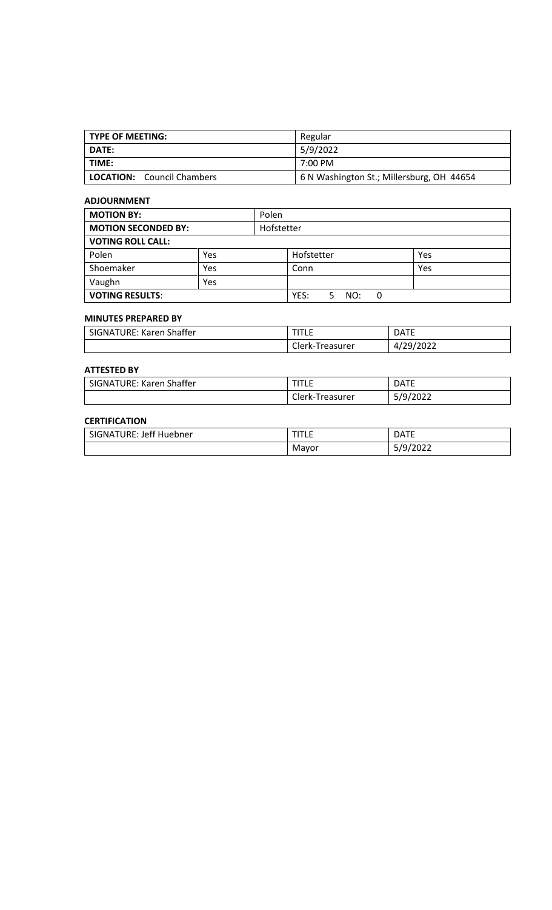| | |
|---|---|
| **TYPE OF MEETING:** | Regular |
| **DATE:** | 5/9/2022 |
| **TIME:** | 7:00 PM |
| **LOCATION:** Council Chambers | 6 N Washington St.; Millersburg, OH 44654 |

**ADJOURNMENT**

| | | | |
|---|---|---|---|
| **MOTION BY:** | Polen | | |
| **MOTION SECONDED BY:** | Hofstetter | | |
| **VOTING ROLL CALL:** | | | |
| Polen | Yes | Hofstetter | Yes |
| Shoemaker | Yes | Conn | Yes |
| Vaughn | Yes | | |
| **VOTING RESULTS**: | | YES: 5 NO: 0 | |

**MINUTES PREPARED BY**

| | | |
|---|---|---|
| SIGNATURE: Karen Shaffer | TITLE | DATE |
| | Clerk-Treasurer | 4/29/2022 |

**ATTESTED BY**

| | | |
|---|---|---|
| SIGNATURE: Karen Shaffer | TITLE | DATE |
| | Clerk-Treasurer | 5/9/2022 |

**CERTIFICATION**

| | | |
|---|---|---|
| SIGNATURE: Jeff Huebner | TITLE | DATE |
| | Mayor | 5/9/2022 |